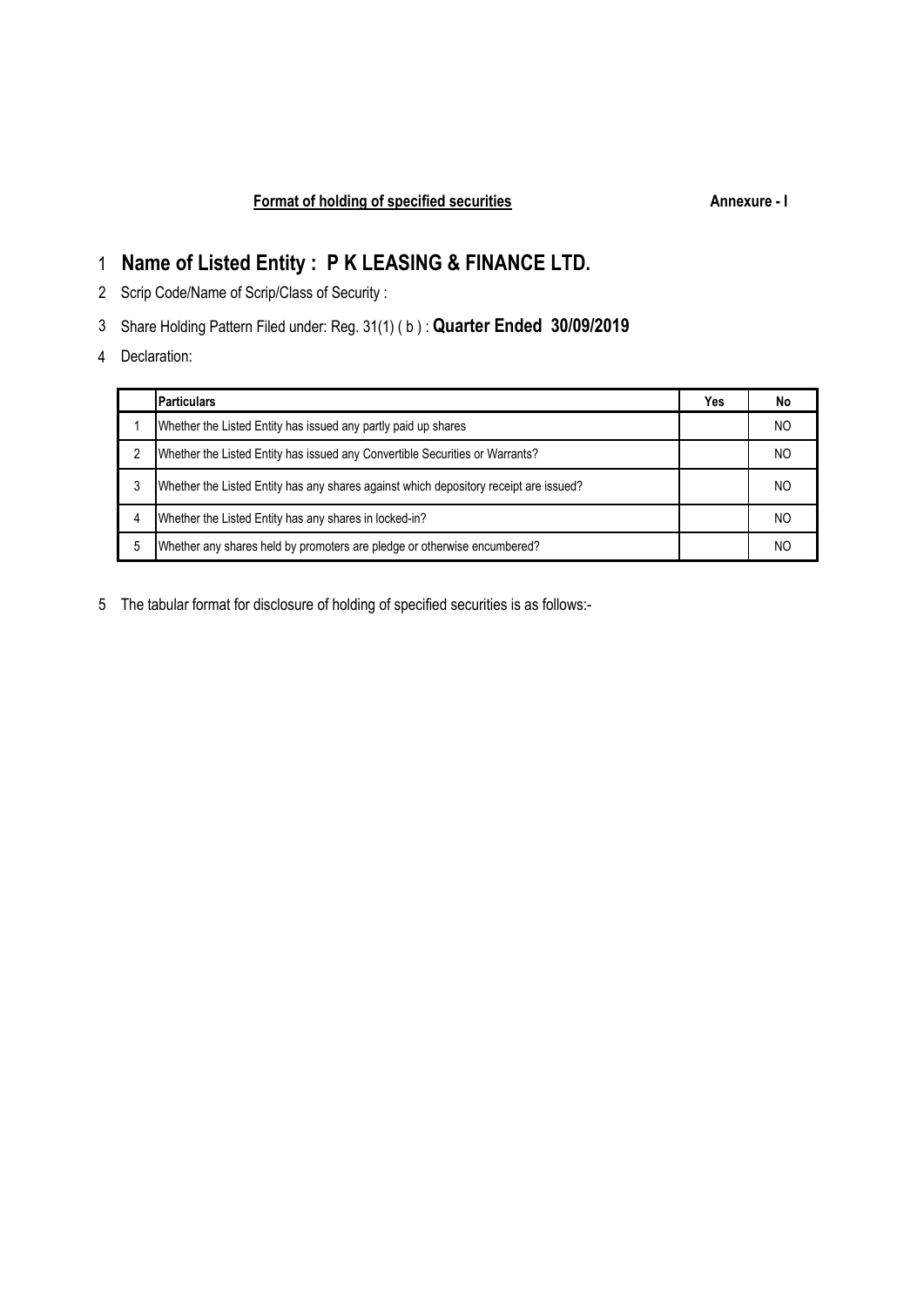**Format of holding of specified securities** **Annexure - I**

1 **Name of Listed Entity : P K LEASING & FINANCE LTD.**

2 Scrip Code/Name of Scrip/Class of Security :

3 Share Holding Pattern Filed under: Reg. 31(1) ( b ) : **Quarter Ended 30/09/2019**

4 Declaration:

| | Particulars | Yes | No |
|---|---|---|---|
| 1 | Whether the Listed Entity has issued any partly paid up shares | | NO |
| 2 | Whether the Listed Entity has issued any Convertible Securities or Warrants? | | NO |
| 3 | Whether the Listed Entity has any shares against which depository receipt are issued? | | NO |
| 4 | Whether the Listed Entity has any shares in locked-in? | | NO |
| 5 | Whether any shares held by promoters are pledge or otherwise encumbered? | | NO |

5 The tabular format for disclosure of holding of specified securities is as follows:-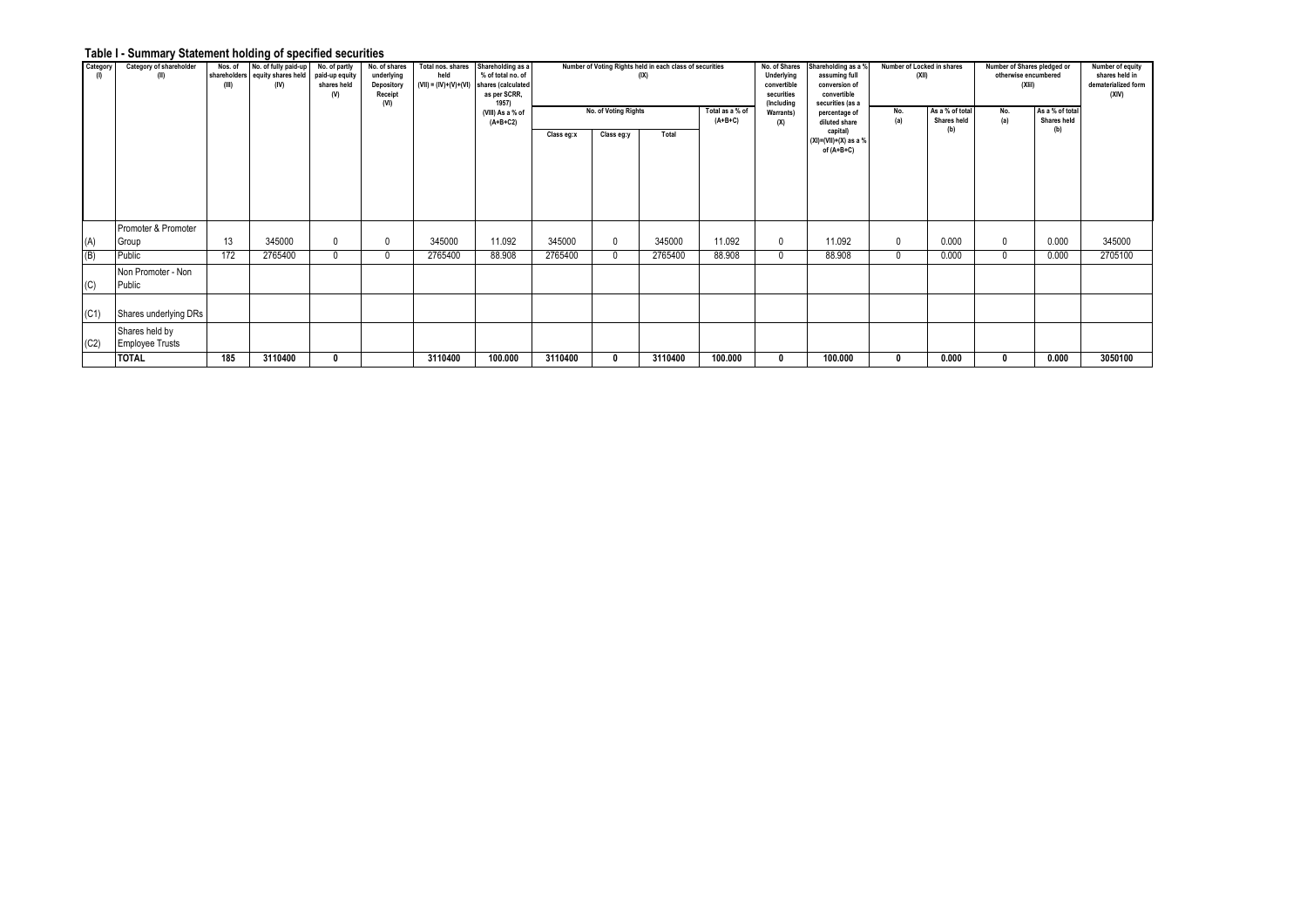## Table I - Summary Statement holding of specified securities

| Category (I) | Category of shareholder (II) | Nos. of shareholders (III) | No. of fully paid-up equity shares held (IV) | No. of partly paid-up equity shares held (V) | No. of shares underlying Depository Receipt (VI) | Total nos. shares held (VII) = (IV)+(V)+(VI) | Shareholding as a % of total no. of shares (calculated as per SCRR, 1957) (VIII) As a % of (A+B+C2) | Number of Voting Rights held in each class of securities (IX) | | | | No. of Shares Underlying convertible securities (Including Warrants) (X) | Shareholding as a % assuming full conversion of convertible securities (as a percentage of diluted share capital) (XI)=(VII)+(X) as a % of (A+B+C) | Number of Locked in shares (XII) | | Number of Shares pledged or otherwise encumbered (XIII) | | Number of equity shares held in dematerialized form (XIV) |
|---|---|---|---|---|---|---|---|---|---|---|---|---|---|---|---|---|---|---|
| | | | | | | | | No. of Voting Rights | | | Total as a % of (A+B+C) | | | No. (a) | As a % of total Shares held (b) | No. (a) | As a % of total Shares held (b) | |
| | | | | | | | | Class eg:x | Class eg:y | Total | | | | | | | | |
| (A) | Promoter & Promoter Group | 13 | 345000 | 0 | 0 | 345000 | 11.092 | 345000 | 0 | 345000 | 11.092 | 0 | 11.092 | 0 | 0.000 | 0 | 0.000 | 345000 |
| (B) | Public | 172 | 2765400 | 0 | 0 | 2765400 | 88.908 | 2765400 | 0 | 2765400 | 88.908 | 0 | 88.908 | 0 | 0.000 | 0 | 0.000 | 2705100 |
| (C) | Non Promoter - Non Public | | | | | | | | | | | | | | | | | |
| (C1) | Shares underlying DRs | | | | | | | | | | | | | | | | | |
| (C2) | Shares held by Employee Trusts | | | | | | | | | | | | | | | | | |
| | **TOTAL** | **185** | **3110400** | **0** | | **3110400** | **100.000** | **3110400** | **0** | **3110400** | **100.000** | **0** | **100.000** | **0** | **0.000** | **0** | **0.000** | **3050100** |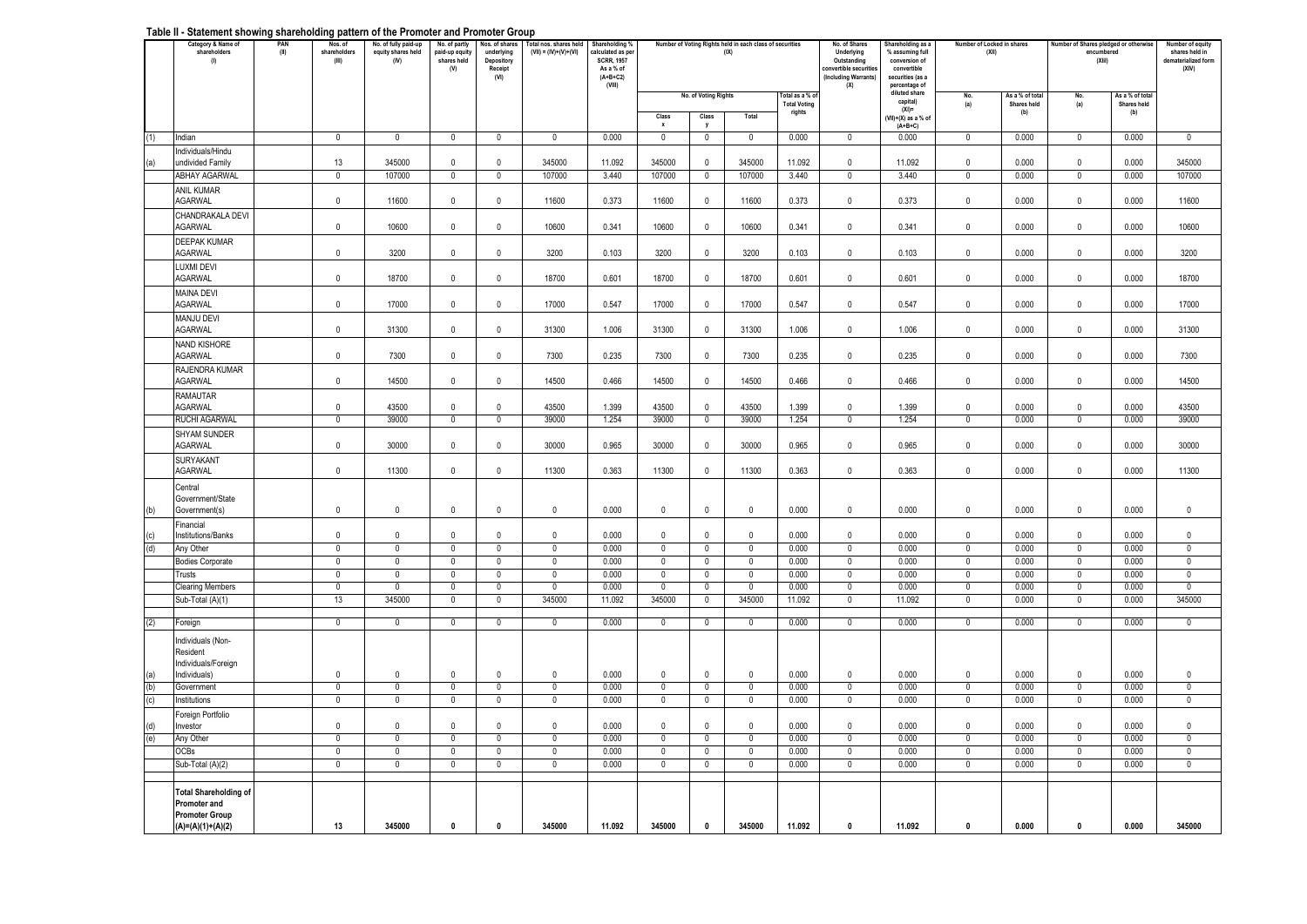## Table II - Statement showing shareholding pattern of the Promoter and Promoter Group

| | Category & Name of shareholders (I) | PAN (II) | Nos. of shareholders (III) | No. of fully paid-up equity shares held (IV) | No. of partly paid-up equity shares held (V) | Nos. of shares underlying Depository Receipt (VI) | Total nos. shares held (VII) = (IV)+(V)+(VI) | Shareholding % calculated as per SCRR, 1957 As a % of (A+B+C2) (VIII) | Number of Voting Rights held in each class of securities (IX) | | | | No. of Shares Underlying Outstanding convertible securities (Including Warrants) (X) | Shareholding as a % assuming full conversion of convertible securities (as a percentage of diluted share capital) (XI)= (VII)+(X) as a % of (A+B+C) | Number of Locked in shares (XII) | | Number of Shares pledged or otherwise encumbered (XIII) | | Number of equity shares held in dematerialized form (XIV) |
|---|---|---|---|---|---|---|---|---|---|---|---|---|---|---|---|---|---|---|---|
| | | | | | | | | | No. of Voting Rights | | | Total as a % of Total Voting rights | | | No. (a) | As a % of total Shares held (b) | No. (a) | As a % of total Shares held (b) | |
| | | | | | | | | | Class x | Class y | Total | | | | | | | | |
| (1) | Indian | | 0 | 0 | 0 | 0 | 0 | 0.000 | 0 | 0 | 0 | 0.000 | 0 | 0.000 | 0 | 0.000 | 0 | 0.000 | 0 |
| (a) | Individuals/Hindu undivided Family | | 13 | 345000 | 0 | 0 | 345000 | 11.092 | 345000 | 0 | 345000 | 11.092 | 0 | 11.092 | 0 | 0.000 | 0 | 0.000 | 345000 |
| | ABHAY AGARWAL | | 0 | 107000 | 0 | 0 | 107000 | 3.440 | 107000 | 0 | 107000 | 3.440 | 0 | 3.440 | 0 | 0.000 | 0 | 0.000 | 107000 |
| | ANIL KUMAR AGARWAL | | 0 | 11600 | 0 | 0 | 11600 | 0.373 | 11600 | 0 | 11600 | 0.373 | 0 | 0.373 | 0 | 0.000 | 0 | 0.000 | 11600 |
| | CHANDRAKALA DEVI AGARWAL | | 0 | 10600 | 0 | 0 | 10600 | 0.341 | 10600 | 0 | 10600 | 0.341 | 0 | 0.341 | 0 | 0.000 | 0 | 0.000 | 10600 |
| | DEEPAK KUMAR AGARWAL | | 0 | 3200 | 0 | 0 | 3200 | 0.103 | 3200 | 0 | 3200 | 0.103 | 0 | 0.103 | 0 | 0.000 | 0 | 0.000 | 3200 |
| | LUXMI DEVI AGARWAL | | 0 | 18700 | 0 | 0 | 18700 | 0.601 | 18700 | 0 | 18700 | 0.601 | 0 | 0.601 | 0 | 0.000 | 0 | 0.000 | 18700 |
| | MAINA DEVI AGARWAL | | 0 | 17000 | 0 | 0 | 17000 | 0.547 | 17000 | 0 | 17000 | 0.547 | 0 | 0.547 | 0 | 0.000 | 0 | 0.000 | 17000 |
| | MANJU DEVI AGARWAL | | 0 | 31300 | 0 | 0 | 31300 | 1.006 | 31300 | 0 | 31300 | 1.006 | 0 | 1.006 | 0 | 0.000 | 0 | 0.000 | 31300 |
| | NAND KISHORE AGARWAL | | 0 | 7300 | 0 | 0 | 7300 | 0.235 | 7300 | 0 | 7300 | 0.235 | 0 | 0.235 | 0 | 0.000 | 0 | 0.000 | 7300 |
| | RAJENDRA KUMAR AGARWAL | | 0 | 14500 | 0 | 0 | 14500 | 0.466 | 14500 | 0 | 14500 | 0.466 | 0 | 0.466 | 0 | 0.000 | 0 | 0.000 | 14500 |
| | RAMAUTAR AGARWAL | | 0 | 43500 | 0 | 0 | 43500 | 1.399 | 43500 | 0 | 43500 | 1.399 | 0 | 1.399 | 0 | 0.000 | 0 | 0.000 | 43500 |
| | RUCHI AGARWAL | | 0 | 39000 | 0 | 0 | 39000 | 1.254 | 39000 | 0 | 39000 | 1.254 | 0 | 1.254 | 0 | 0.000 | 0 | 0.000 | 39000 |
| | SHYAM SUNDER AGARWAL | | 0 | 30000 | 0 | 0 | 30000 | 0.965 | 30000 | 0 | 30000 | 0.965 | 0 | 0.965 | 0 | 0.000 | 0 | 0.000 | 30000 |
| | SURYAKANT AGARWAL | | 0 | 11300 | 0 | 0 | 11300 | 0.363 | 11300 | 0 | 11300 | 0.363 | 0 | 0.363 | 0 | 0.000 | 0 | 0.000 | 11300 |
| (b) | Central Government/State Government(s) | | 0 | 0 | 0 | 0 | 0 | 0.000 | 0 | 0 | 0 | 0.000 | 0 | 0.000 | 0 | 0.000 | 0 | 0.000 | 0 |
| (c) | Financial Institutions/Banks | | 0 | 0 | 0 | 0 | 0 | 0.000 | 0 | 0 | 0 | 0.000 | 0 | 0.000 | 0 | 0.000 | 0 | 0.000 | 0 |
| (d) | Any Other | | 0 | 0 | 0 | 0 | 0 | 0.000 | 0 | 0 | 0 | 0.000 | 0 | 0.000 | 0 | 0.000 | 0 | 0.000 | 0 |
| | Bodies Corporate | | 0 | 0 | 0 | 0 | 0 | 0.000 | 0 | 0 | 0 | 0.000 | 0 | 0.000 | 0 | 0.000 | 0 | 0.000 | 0 |
| | Trusts | | 0 | 0 | 0 | 0 | 0 | 0.000 | 0 | 0 | 0 | 0.000 | 0 | 0.000 | 0 | 0.000 | 0 | 0.000 | 0 |
| | Clearing Members | | 0 | 0 | 0 | 0 | 0 | 0.000 | 0 | 0 | 0 | 0.000 | 0 | 0.000 | 0 | 0.000 | 0 | 0.000 | 0 |
| | Sub-Total (A)(1) | | 13 | 345000 | 0 | 0 | 345000 | 11.092 | 345000 | 0 | 345000 | 11.092 | 0 | 11.092 | 0 | 0.000 | 0 | 0.000 | 345000 |
| (2) | Foreign | | 0 | 0 | 0 | 0 | 0 | 0.000 | 0 | 0 | 0 | 0.000 | 0 | 0.000 | 0 | 0.000 | 0 | 0.000 | 0 |
| (a) | Individuals (Non-Resident Individuals/Foreign Individuals) | | 0 | 0 | 0 | 0 | 0 | 0.000 | 0 | 0 | 0 | 0.000 | 0 | 0.000 | 0 | 0.000 | 0 | 0.000 | 0 |
| (b) | Government | | 0 | 0 | 0 | 0 | 0 | 0.000 | 0 | 0 | 0 | 0.000 | 0 | 0.000 | 0 | 0.000 | 0 | 0.000 | 0 |
| (c) | Institutions | | 0 | 0 | 0 | 0 | 0 | 0.000 | 0 | 0 | 0 | 0.000 | 0 | 0.000 | 0 | 0.000 | 0 | 0.000 | 0 |
| (d) | Foreign Portfolio Investor | | 0 | 0 | 0 | 0 | 0 | 0.000 | 0 | 0 | 0 | 0.000 | 0 | 0.000 | 0 | 0.000 | 0 | 0.000 | 0 |
| (e) | Any Other | | 0 | 0 | 0 | 0 | 0 | 0.000 | 0 | 0 | 0 | 0.000 | 0 | 0.000 | 0 | 0.000 | 0 | 0.000 | 0 |
| | OCBs | | 0 | 0 | 0 | 0 | 0 | 0.000 | 0 | 0 | 0 | 0.000 | 0 | 0.000 | 0 | 0.000 | 0 | 0.000 | 0 |
| | Sub-Total (A)(2) | | 0 | 0 | 0 | 0 | 0 | 0.000 | 0 | 0 | 0 | 0.000 | 0 | 0.000 | 0 | 0.000 | 0 | 0.000 | 0 |
| | **Total Shareholding of Promoter and Promoter Group (A)=(A)(1)+(A)(2)** | | **13** | **345000** | **0** | **0** | **345000** | **11.092** | **345000** | **0** | **345000** | **11.092** | **0** | **11.092** | **0** | **0.000** | **0** | **0.000** | **345000** |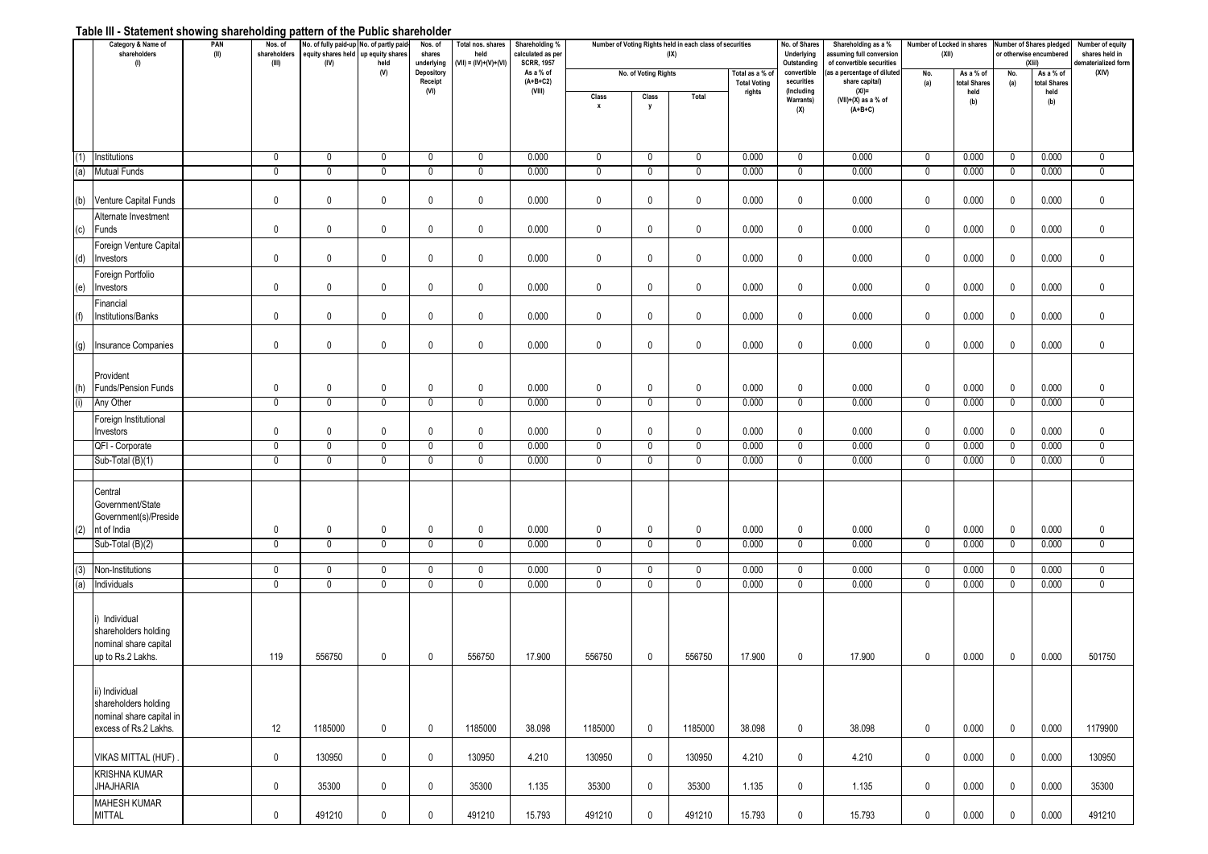## Table III - Statement showing shareholding pattern of the Public shareholder

| | Category & Name of shareholders (I) | PAN (II) | Nos. of shareholders (III) | No. of fully paid-up equity shares held (IV) | No. of partly paid-up equity shares held (V) | Nos. of shares underlying Depository Receipt (VI) | Total nos. shares held (VII) = (IV)+(V)+(VI) | Shareholding % calculated as per SCRR, 1957 As a % of (A+B+C2) (VIII) | Number of Voting Rights held in each class of securities (IX) | | | | No. of Shares Underlying Outstanding convertible securities (Including Warrants) (X) | Shareholding as a % assuming full conversion of convertible securities (as a percentage of diluted share capital) (XI)= (VII)+(X) as a % of (A+B+C) | Number of Locked in shares (XII) | | Number of Shares pledged or otherwise encumbered (XIII) | | Number of equity shares held in dematerialized form (XIV) |
|---|---|---|---|---|---|---|---|---|---|---|---|---|---|---|---|---|---|---|---|
| | | | | | | | | | No. of Voting Rights | | | Total as a % of Total Voting rights | | | No. (a) | As a % of total Shares held (b) | No. (a) | As a % of total Shares held (b) | |
| | | | | | | | | | Class x | Class y | Total | | | | | | | | |
| (1) | Institutions | | 0 | 0 | 0 | 0 | 0 | 0.000 | 0 | 0 | 0 | 0.000 | 0 | 0.000 | 0 | 0.000 | 0 | 0.000 | 0 |
| (a) | Mutual Funds | | 0 | 0 | 0 | 0 | 0 | 0.000 | 0 | 0 | 0 | 0.000 | 0 | 0.000 | 0 | 0.000 | 0 | 0.000 | 0 |
| (b) | Venture Capital Funds | | 0 | 0 | 0 | 0 | 0 | 0.000 | 0 | 0 | 0 | 0.000 | 0 | 0.000 | 0 | 0.000 | 0 | 0.000 | 0 |
| (c) | Alternate Investment Funds | | 0 | 0 | 0 | 0 | 0 | 0.000 | 0 | 0 | 0 | 0.000 | 0 | 0.000 | 0 | 0.000 | 0 | 0.000 | 0 |
| (d) | Foreign Venture Capital Investors | | 0 | 0 | 0 | 0 | 0 | 0.000 | 0 | 0 | 0 | 0.000 | 0 | 0.000 | 0 | 0.000 | 0 | 0.000 | 0 |
| (e) | Foreign Portfolio Investors | | 0 | 0 | 0 | 0 | 0 | 0.000 | 0 | 0 | 0 | 0.000 | 0 | 0.000 | 0 | 0.000 | 0 | 0.000 | 0 |
| (f) | Financial Institutions/Banks | | 0 | 0 | 0 | 0 | 0 | 0.000 | 0 | 0 | 0 | 0.000 | 0 | 0.000 | 0 | 0.000 | 0 | 0.000 | 0 |
| (g) | Insurance Companies | | 0 | 0 | 0 | 0 | 0 | 0.000 | 0 | 0 | 0 | 0.000 | 0 | 0.000 | 0 | 0.000 | 0 | 0.000 | 0 |
| (h) | Provident Funds/Pension Funds | | 0 | 0 | 0 | 0 | 0 | 0.000 | 0 | 0 | 0 | 0.000 | 0 | 0.000 | 0 | 0.000 | 0 | 0.000 | 0 |
| (i) | Any Other | | 0 | 0 | 0 | 0 | 0 | 0.000 | 0 | 0 | 0 | 0.000 | 0 | 0.000 | 0 | 0.000 | 0 | 0.000 | 0 |
| | Foreign Institutional Investors | | 0 | 0 | 0 | 0 | 0 | 0.000 | 0 | 0 | 0 | 0.000 | 0 | 0.000 | 0 | 0.000 | 0 | 0.000 | 0 |
| | QFI - Corporate | | 0 | 0 | 0 | 0 | 0 | 0.000 | 0 | 0 | 0 | 0.000 | 0 | 0.000 | 0 | 0.000 | 0 | 0.000 | 0 |
| | Sub-Total (B)(1) | | 0 | 0 | 0 | 0 | 0 | 0.000 | 0 | 0 | 0 | 0.000 | 0 | 0.000 | 0 | 0.000 | 0 | 0.000 | 0 |
| (2) | Central Government/State Government(s)/President of India | | 0 | 0 | 0 | 0 | 0 | 0.000 | 0 | 0 | 0 | 0.000 | 0 | 0.000 | 0 | 0.000 | 0 | 0.000 | 0 |
| | Sub-Total (B)(2) | | 0 | 0 | 0 | 0 | 0 | 0.000 | 0 | 0 | 0 | 0.000 | 0 | 0.000 | 0 | 0.000 | 0 | 0.000 | 0 |
| (3) | Non-Institutions | | 0 | 0 | 0 | 0 | 0 | 0.000 | 0 | 0 | 0 | 0.000 | 0 | 0.000 | 0 | 0.000 | 0 | 0.000 | 0 |
| (a) | Individuals | | 0 | 0 | 0 | 0 | 0 | 0.000 | 0 | 0 | 0 | 0.000 | 0 | 0.000 | 0 | 0.000 | 0 | 0.000 | 0 |
| | i) Individual shareholders holding nominal share capital up to Rs.2 Lakhs. | | 119 | 556750 | 0 | 0 | 556750 | 17.900 | 556750 | 0 | 556750 | 17.900 | 0 | 17.900 | 0 | 0.000 | 0 | 0.000 | 501750 |
| | ii) Individual shareholders holding nominal share capital in excess of Rs.2 Lakhs. | | 12 | 1185000 | 0 | 0 | 1185000 | 38.098 | 1185000 | 0 | 1185000 | 38.098 | 0 | 38.098 | 0 | 0.000 | 0 | 0.000 | 1179900 |
| | VIKAS MITTAL (HUF) . | | 0 | 130950 | 0 | 0 | 130950 | 4.210 | 130950 | 0 | 130950 | 4.210 | 0 | 4.210 | 0 | 0.000 | 0 | 0.000 | 130950 |
| | KRISHNA KUMAR JHAJHARIA | | 0 | 35300 | 0 | 0 | 35300 | 1.135 | 35300 | 0 | 35300 | 1.135 | 0 | 1.135 | 0 | 0.000 | 0 | 0.000 | 35300 |
| | MAHESH KUMAR MITTAL | | 0 | 491210 | 0 | 0 | 491210 | 15.793 | 491210 | 0 | 491210 | 15.793 | 0 | 15.793 | 0 | 0.000 | 0 | 0.000 | 491210 |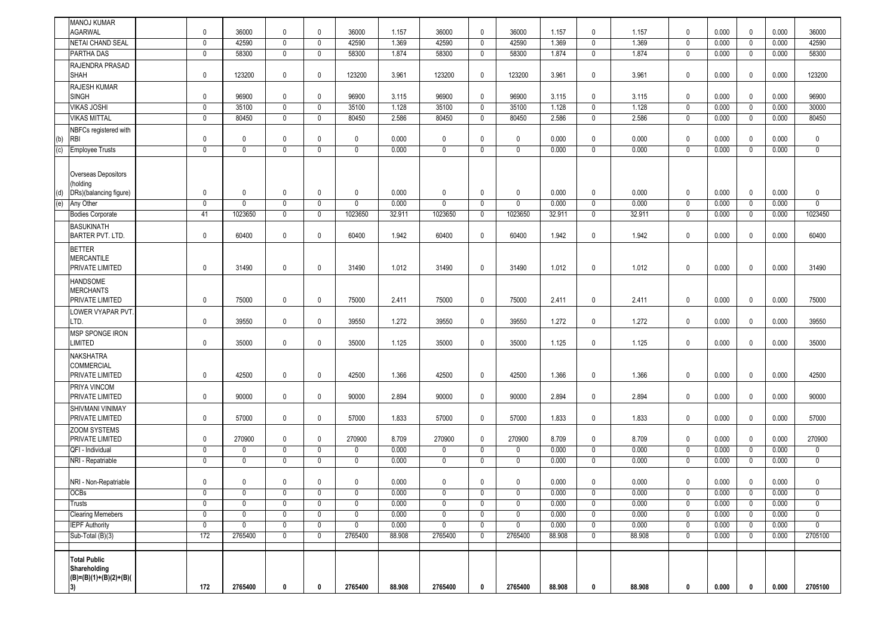| | | | | | | | | | | | | | | | | | | | |
|---|---|---|---|---|---|---|---|---|---|---|---|---|---|---|---|---|---|---|---|
| | MANOJ KUMAR AGARWAL | | 0 | 36000 | 0 | 0 | 36000 | 1.157 | 36000 | 0 | 36000 | 1.157 | 0 | 1.157 | 0 | 0.000 | 0 | 0.000 | 36000 |
| | NETAI CHAND SEAL | | 0 | 42590 | 0 | 0 | 42590 | 1.369 | 42590 | 0 | 42590 | 1.369 | 0 | 1.369 | 0 | 0.000 | 0 | 0.000 | 42590 |
| | PARTHA DAS | | 0 | 58300 | 0 | 0 | 58300 | 1.874 | 58300 | 0 | 58300 | 1.874 | 0 | 1.874 | 0 | 0.000 | 0 | 0.000 | 58300 |
| | RAJENDRA PRASAD SHAH | | 0 | 123200 | 0 | 0 | 123200 | 3.961 | 123200 | 0 | 123200 | 3.961 | 0 | 3.961 | 0 | 0.000 | 0 | 0.000 | 123200 |
| | RAJESH KUMAR SINGH | | 0 | 96900 | 0 | 0 | 96900 | 3.115 | 96900 | 0 | 96900 | 3.115 | 0 | 3.115 | 0 | 0.000 | 0 | 0.000 | 96900 |
| | VIKAS JOSHI | | 0 | 35100 | 0 | 0 | 35100 | 1.128 | 35100 | 0 | 35100 | 1.128 | 0 | 1.128 | 0 | 0.000 | 0 | 0.000 | 30000 |
| | VIKAS MITTAL | | 0 | 80450 | 0 | 0 | 80450 | 2.586 | 80450 | 0 | 80450 | 2.586 | 0 | 2.586 | 0 | 0.000 | 0 | 0.000 | 80450 |
| (b) | NBFCs registered with RBI | | 0 | 0 | 0 | 0 | 0 | 0.000 | 0 | 0 | 0 | 0.000 | 0 | 0.000 | 0 | 0.000 | 0 | 0.000 | 0 |
| (c) | Employee Trusts | | 0 | 0 | 0 | 0 | 0 | 0.000 | 0 | 0 | 0 | 0.000 | 0 | 0.000 | 0 | 0.000 | 0 | 0.000 | 0 |
| (d) | Overseas Depositors (holding DRs)(balancing figure) | | 0 | 0 | 0 | 0 | 0 | 0.000 | 0 | 0 | 0 | 0.000 | 0 | 0.000 | 0 | 0.000 | 0 | 0.000 | 0 |
| (e) | Any Other | | 0 | 0 | 0 | 0 | 0 | 0.000 | 0 | 0 | 0 | 0.000 | 0 | 0.000 | 0 | 0.000 | 0 | 0.000 | 0 |
| | Bodies Corporate | | 41 | 1023650 | 0 | 0 | 1023650 | 32.911 | 1023650 | 0 | 1023650 | 32.911 | 0 | 32.911 | 0 | 0.000 | 0 | 0.000 | 1023450 |
| | BASUKINATH BARTER PVT. LTD. | | 0 | 60400 | 0 | 0 | 60400 | 1.942 | 60400 | 0 | 60400 | 1.942 | 0 | 1.942 | 0 | 0.000 | 0 | 0.000 | 60400 |
| | BETTER MERCANTILE PRIVATE LIMITED | | 0 | 31490 | 0 | 0 | 31490 | 1.012 | 31490 | 0 | 31490 | 1.012 | 0 | 1.012 | 0 | 0.000 | 0 | 0.000 | 31490 |
| | HANDSOME MERCHANTS PRIVATE LIMITED | | 0 | 75000 | 0 | 0 | 75000 | 2.411 | 75000 | 0 | 75000 | 2.411 | 0 | 2.411 | 0 | 0.000 | 0 | 0.000 | 75000 |
| | LOWER VYAPAR PVT. LTD. | | 0 | 39550 | 0 | 0 | 39550 | 1.272 | 39550 | 0 | 39550 | 1.272 | 0 | 1.272 | 0 | 0.000 | 0 | 0.000 | 39550 |
| | MSP SPONGE IRON LIMITED | | 0 | 35000 | 0 | 0 | 35000 | 1.125 | 35000 | 0 | 35000 | 1.125 | 0 | 1.125 | 0 | 0.000 | 0 | 0.000 | 35000 |
| | NAKSHATRA COMMERCIAL PRIVATE LIMITED | | 0 | 42500 | 0 | 0 | 42500 | 1.366 | 42500 | 0 | 42500 | 1.366 | 0 | 1.366 | 0 | 0.000 | 0 | 0.000 | 42500 |
| | PRIYA VINCOM PRIVATE LIMITED | | 0 | 90000 | 0 | 0 | 90000 | 2.894 | 90000 | 0 | 90000 | 2.894 | 0 | 2.894 | 0 | 0.000 | 0 | 0.000 | 90000 |
| | SHIVMANI VINIMAY PRIVATE LIMITED | | 0 | 57000 | 0 | 0 | 57000 | 1.833 | 57000 | 0 | 57000 | 1.833 | 0 | 1.833 | 0 | 0.000 | 0 | 0.000 | 57000 |
| | ZOOM SYSTEMS PRIVATE LIMITED | | 0 | 270900 | 0 | 0 | 270900 | 8.709 | 270900 | 0 | 270900 | 8.709 | 0 | 8.709 | 0 | 0.000 | 0 | 0.000 | 270900 |
| | QFI - Individual | | 0 | 0 | 0 | 0 | 0 | 0.000 | 0 | 0 | 0 | 0.000 | 0 | 0.000 | 0 | 0.000 | 0 | 0.000 | 0 |
| | NRI - Repatriable | | 0 | 0 | 0 | 0 | 0 | 0.000 | 0 | 0 | 0 | 0.000 | 0 | 0.000 | 0 | 0.000 | 0 | 0.000 | 0 |
| | NRI - Non-Repatriable | | 0 | 0 | 0 | 0 | 0 | 0.000 | 0 | 0 | 0 | 0.000 | 0 | 0.000 | 0 | 0.000 | 0 | 0.000 | 0 |
| | OCBs | | 0 | 0 | 0 | 0 | 0 | 0.000 | 0 | 0 | 0 | 0.000 | 0 | 0.000 | 0 | 0.000 | 0 | 0.000 | 0 |
| | Trusts | | 0 | 0 | 0 | 0 | 0 | 0.000 | 0 | 0 | 0 | 0.000 | 0 | 0.000 | 0 | 0.000 | 0 | 0.000 | 0 |
| | Clearing Memebers | | 0 | 0 | 0 | 0 | 0 | 0.000 | 0 | 0 | 0 | 0.000 | 0 | 0.000 | 0 | 0.000 | 0 | 0.000 | 0 |
| | IEPF Authority | | 0 | 0 | 0 | 0 | 0 | 0.000 | 0 | 0 | 0 | 0.000 | 0 | 0.000 | 0 | 0.000 | 0 | 0.000 | 0 |
| | Sub-Total (B)(3) | | 172 | 2765400 | 0 | 0 | 2765400 | 88.908 | 2765400 | 0 | 2765400 | 88.908 | 0 | 88.908 | 0 | 0.000 | 0 | 0.000 | 2705100 |
| | **Total Public Shareholding (B)=(B)(1)+(B)(2)+(B)(3)** | | **172** | **2765400** | **0** | **0** | **2765400** | **88.908** | **2765400** | **0** | **2765400** | **88.908** | **0** | **88.908** | **0** | **0.000** | **0** | **0.000** | **2705100** |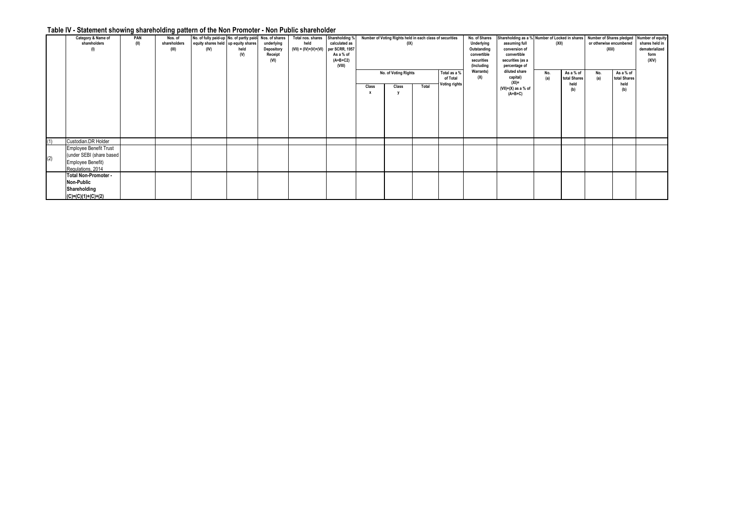## Table IV - Statement showing shareholding pattern of the Non Promoter - Non Public shareholder

| | Category & Name of shareholders (I) | PAN (II) | Nos. of shareholders (III) | No. of fully paid-up equity shares held (IV) | No. of partly paid-up equity shares held (V) | Nos. of shares underlying Depository Receipt (VI) | Total nos. shares held (VII) = (IV)+(V)+(VI) | Shareholding % calculated as per SCRR, 1957 As a % of (A+B+C2) (VIII) | Number of Voting Rights held in each class of securities (IX) | | | | No. of Shares Underlying Outstanding convertible securities (Including Warrants) (X) | Shareholding as a % assuming full conversion of convertible securities (as a percentage of diluted share capital) (XI)= (VII)+(X) as a % of (A+B+C) | Number of Locked in shares (XII) | | Number of Shares pledged or otherwise encumbered (XIII) | | Number of equity shares held in dematerialized form (XIV) |
|---|---|---|---|---|---|---|---|---|---|---|---|---|---|---|---|---|---|---|---|
| | | | | | | | | | No. of Voting Rights | | | Total as a % of Total Voting rights | | | No. (a) | As a % of total Shares held (b) | No. (a) | As a % of total Shares held (b) | |
| | | | | | | | | | Class x | Class y | Total | | | | | | | | |
| (1) | Custodian.DR Holder | | | | | | | | | | | | | | | | | | |
| (2) | Employee Benefit Trust (under SEBI (share based Employee Benefit) Regulations, 2014 | | | | | | | | | | | | | | | | | | |
| | **Total Non-Promoter - Non-Public Shareholding (C)=(C)(1)+(C)+(2)** | | | | | | | | | | | | | | | | | | |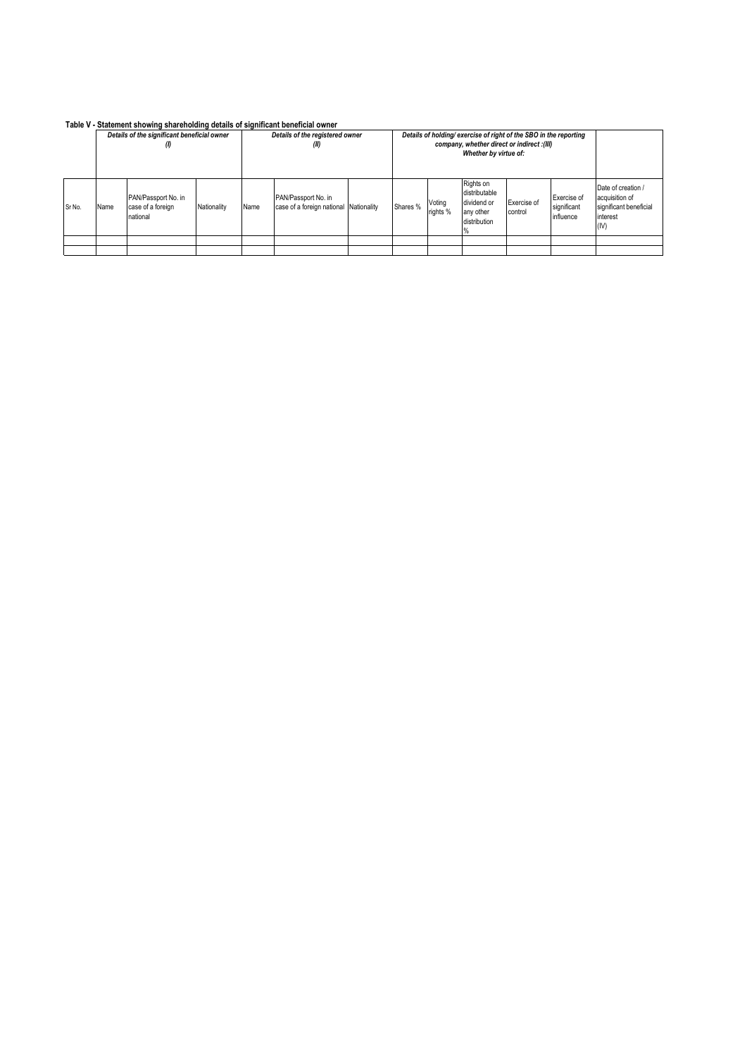**Table V - Statement showing shareholding details of significant beneficial owner**

| | *Details of the significant beneficial owner (I)* | | | *Details of the registered owner (II)* | | | *Details of holding/ exercise of right of the SBO in the reporting company, whether direct or indirect :(III) Whether by virtue of:* | | | | | |
|---|---|---|---|---|---|---|---|---|---|---|---|---|
| Sr No. | Name | PAN/Passport No. in case of a foreign national | Nationality | Name | PAN/Passport No. in case of a foreign national | Nationality | Shares % | Voting rights % | Rights on distributable dividend or any other distribution % | Exercise of control | Exercise of significant influence | Date of creation / acquisition of significant beneficial interest (IV) |
| | | | | | | | | | | | | |
| | | | | | | | | | | | | |